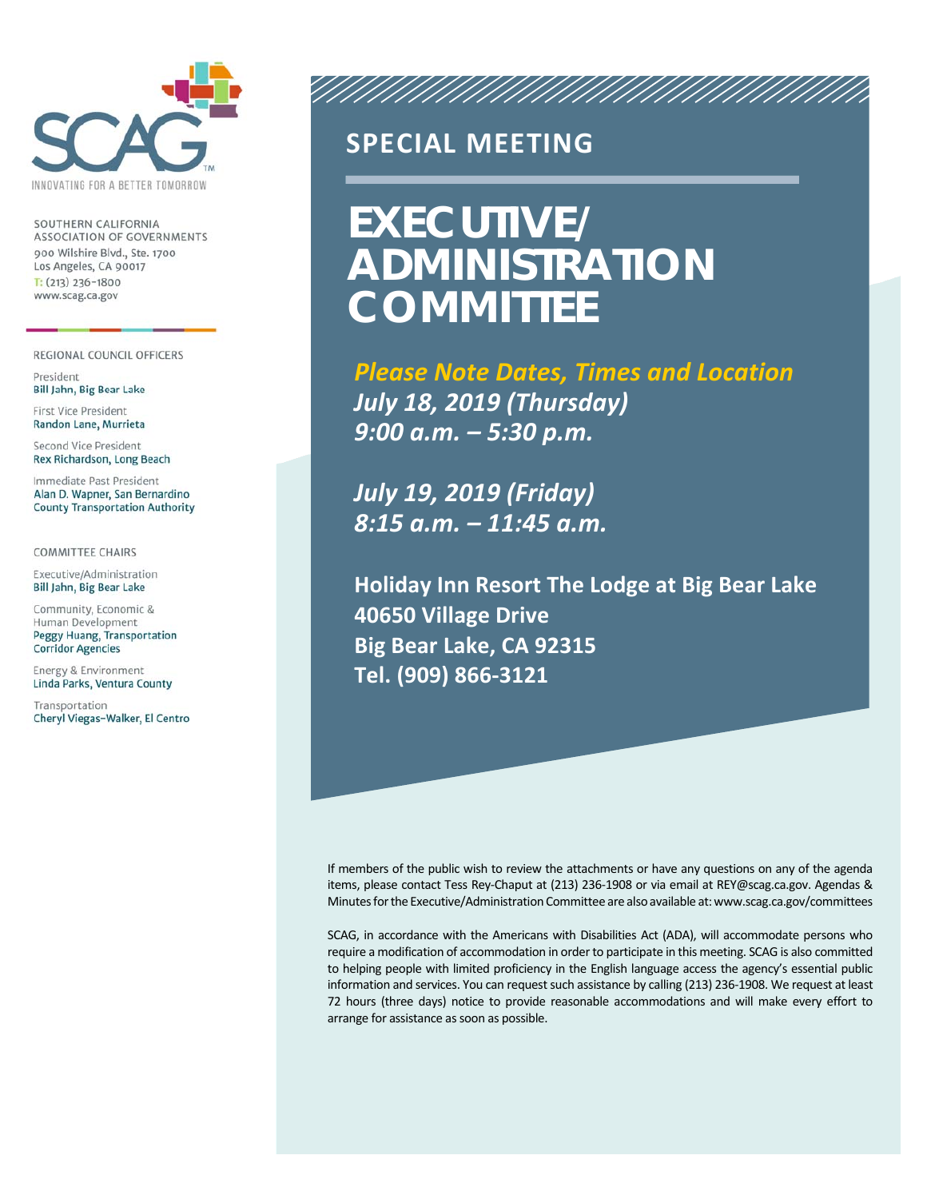SOUTHERN CALIFORNIA ASSOCIATION OF GOVERNMENTS
900 Wilshire Blvd., Ste. 1700
Los Angeles, CA 90017
T: (213) 236-1800
www.scag.ca.gov

INNOVATING FOR A BETTER TOMORROW

REGIONAL COUNCIL OFFICERS

President
**Bill Jahn, Big Bear Lake**

First Vice President
**Randon Lane, Murrieta**

Second Vice President
**Rex Richardson, Long Beach**

Immediate Past President
**Alan D. Wapner, San Bernardino County Transportation Authority**

COMMITTEE CHAIRS

Executive/Administration
**Bill Jahn, Big Bear Lake**

Community, Economic & Human Development
**Peggy Huang, Transportation Corridor Agencies**

Energy & Environment
**Linda Parks, Ventura County**

Transportation
**Cheryl Viegas-Walker, El Centro**

## SPECIAL MEETING

# EXECUTIVE/ ADMINISTRATION COMMITTEE

***Please Note Dates, Times and Location***

***July 18, 2019 (Thursday)***
***9:00 a.m. – 5:30 p.m.***

***July 19, 2019 (Friday)***
***8:15 a.m. – 11:45 a.m.***

**Holiday Inn Resort The Lodge at Big Bear Lake**
**40650 Village Drive**
**Big Bear Lake, CA 92315**
**Tel. (909) 866-3121**

If members of the public wish to review the attachments or have any questions on any of the agenda items, please contact Tess Rey-Chaput at (213) 236-1908 or via email at REY@scag.ca.gov. Agendas & Minutes for the Executive/Administration Committee are also available at: www.scag.ca.gov/committees

SCAG, in accordance with the Americans with Disabilities Act (ADA), will accommodate persons who require a modification of accommodation in order to participate in this meeting. SCAG is also committed to helping people with limited proficiency in the English language access the agency's essential public information and services. You can request such assistance by calling (213) 236-1908. We request at least 72 hours (three days) notice to provide reasonable accommodations and will make every effort to arrange for assistance as soon as possible.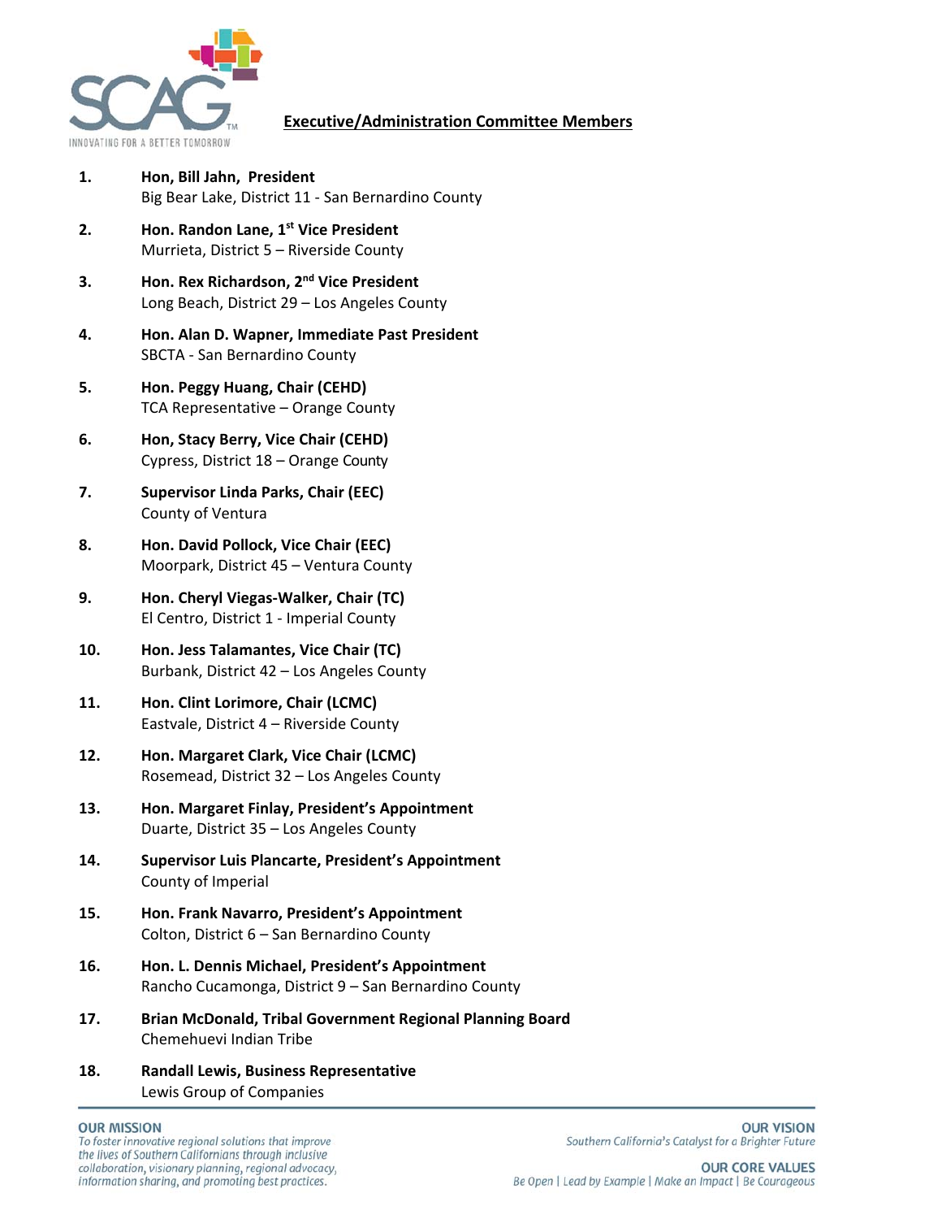## Executive/Administration Committee Members

1. **Hon, Bill Jahn, President**
   Big Bear Lake, District 11 - San Bernardino County
2. **Hon. Randon Lane, 1st Vice President**
   Murrieta, District 5 – Riverside County
3. **Hon. Rex Richardson, 2nd Vice President**
   Long Beach, District 29 – Los Angeles County
4. **Hon. Alan D. Wapner, Immediate Past President**
   SBCTA - San Bernardino County
5. **Hon. Peggy Huang, Chair (CEHD)**
   TCA Representative – Orange County
6. **Hon, Stacy Berry, Vice Chair (CEHD)**
   Cypress, District 18 – Orange County
7. **Supervisor Linda Parks, Chair (EEC)**
   County of Ventura
8. **Hon. David Pollock, Vice Chair (EEC)**
   Moorpark, District 45 – Ventura County
9. **Hon. Cheryl Viegas-Walker, Chair (TC)**
   El Centro, District 1 - Imperial County
10. **Hon. Jess Talamantes, Vice Chair (TC)**
    Burbank, District 42 – Los Angeles County
11. **Hon. Clint Lorimore, Chair (LCMC)**
    Eastvale, District 4 – Riverside County
12. **Hon. Margaret Clark, Vice Chair (LCMC)**
    Rosemead, District 32 – Los Angeles County
13. **Hon. Margaret Finlay, President's Appointment**
    Duarte, District 35 – Los Angeles County
14. **Supervisor Luis Plancarte, President's Appointment**
    County of Imperial
15. **Hon. Frank Navarro, President's Appointment**
    Colton, District 6 – San Bernardino County
16. **Hon. L. Dennis Michael, President's Appointment**
    Rancho Cucamonga, District 9 – San Bernardino County
17. **Brian McDonald, Tribal Government Regional Planning Board**
    Chemehuevi Indian Tribe
18. **Randall Lewis, Business Representative**
    Lewis Group of Companies

**OUR MISSION**
*To foster innovative regional solutions that improve the lives of Southern Californians through inclusive collaboration, visionary planning, regional advocacy, information sharing, and promoting best practices.*

**OUR VISION**
*Southern California's Catalyst for a Brighter Future*

**OUR CORE VALUES**
*Be Open | Lead by Example | Make an Impact | Be Courageous*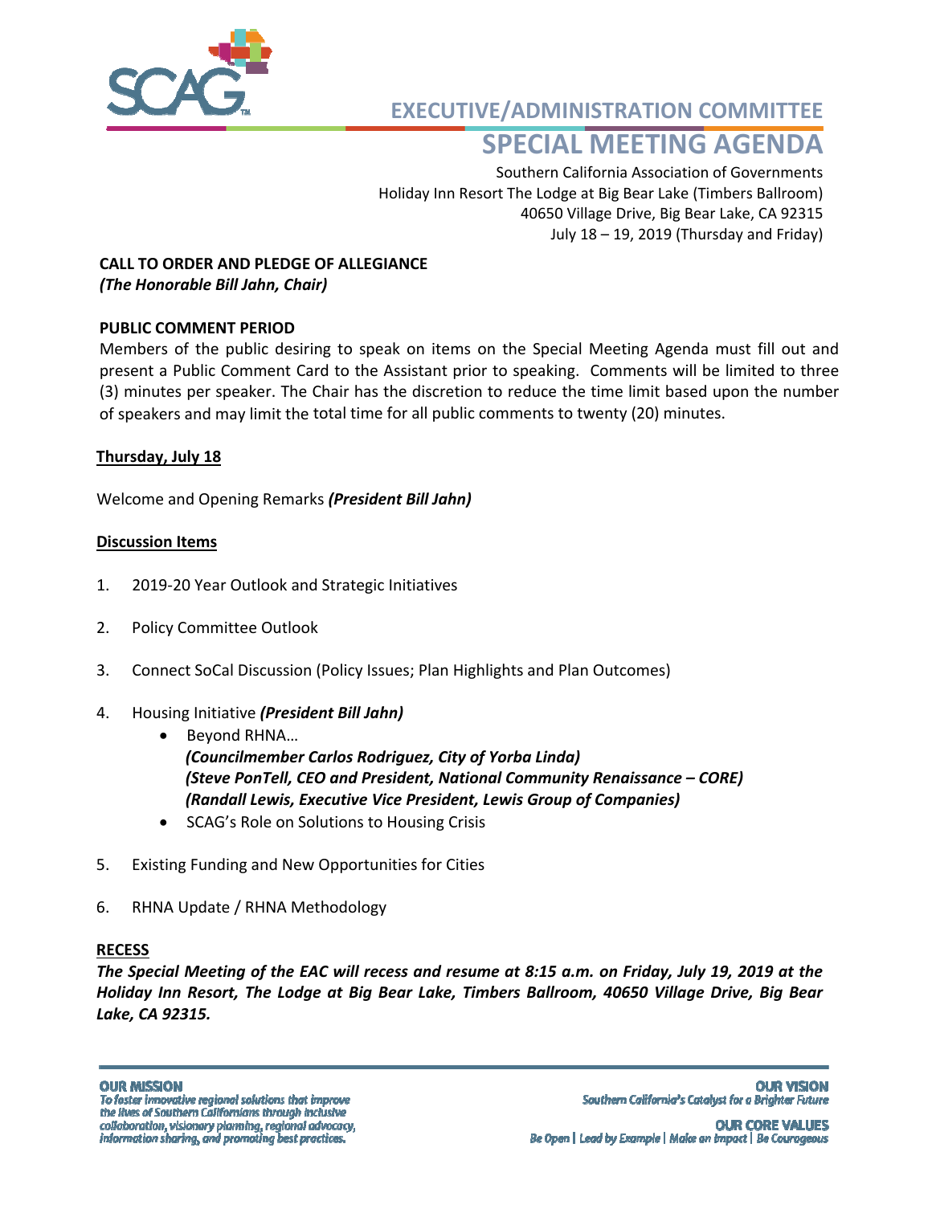# EXECUTIVE/ADMINISTRATION COMMITTEE

# SPECIAL MEETING AGENDA

Southern California Association of Governments
Holiday Inn Resort The Lodge at Big Bear Lake (Timbers Ballroom)
40650 Village Drive, Big Bear Lake, CA 92315
July 18 – 19, 2019 (Thursday and Friday)

**CALL TO ORDER AND PLEDGE OF ALLEGIANCE**
***(The Honorable Bill Jahn, Chair)***

**PUBLIC COMMENT PERIOD**

Members of the public desiring to speak on items on the Special Meeting Agenda must fill out and present a Public Comment Card to the Assistant prior to speaking. Comments will be limited to three (3) minutes per speaker. The Chair has the discretion to reduce the time limit based upon the number of speakers and may limit the total time for all public comments to twenty (20) minutes.

**Thursday, July 18**

Welcome and Opening Remarks ***(President Bill Jahn)***

**Discussion Items**

1. 2019-20 Year Outlook and Strategic Initiatives

2. Policy Committee Outlook

3. Connect SoCal Discussion (Policy Issues; Plan Highlights and Plan Outcomes)

4. Housing Initiative ***(President Bill Jahn)***
   - Beyond RHNA…
     ***(Councilmember Carlos Rodriguez, City of Yorba Linda)***
     ***(Steve PonTell, CEO and President, National Community Renaissance – CORE)***
     ***(Randall Lewis, Executive Vice President, Lewis Group of Companies)***
   - SCAG's Role on Solutions to Housing Crisis

5. Existing Funding and New Opportunities for Cities

6. RHNA Update / RHNA Methodology

**RECESS**

***The Special Meeting of the EAC will recess and resume at 8:15 a.m. on Friday, July 19, 2019 at the Holiday Inn Resort, The Lodge at Big Bear Lake, Timbers Ballroom, 40650 Village Drive, Big Bear Lake, CA 92315.***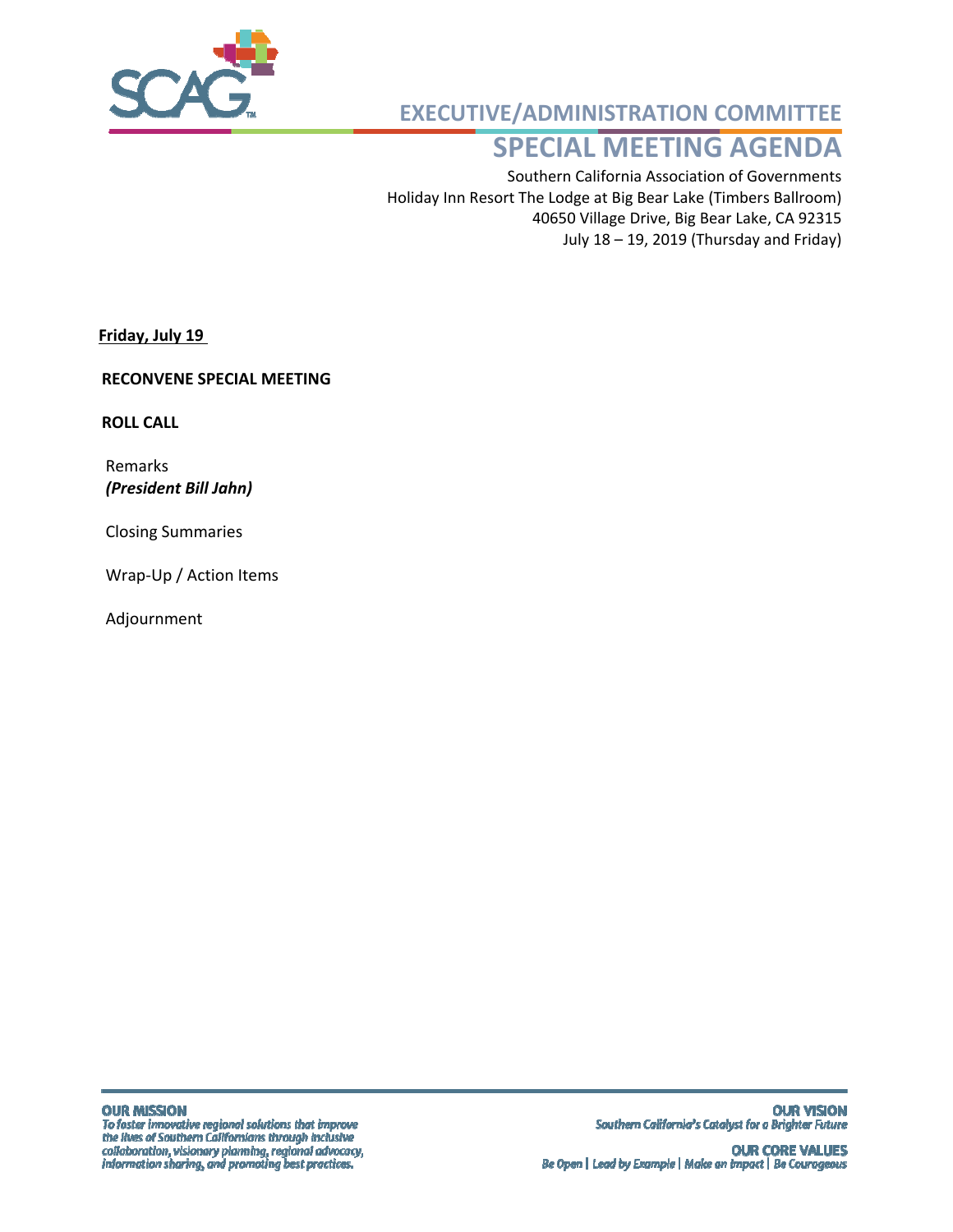# EXECUTIVE/ADMINISTRATION COMMITTEE
# SPECIAL MEETING AGENDA

Southern California Association of Governments
Holiday Inn Resort The Lodge at Big Bear Lake (Timbers Ballroom)
40650 Village Drive, Big Bear Lake, CA 92315
July 18 – 19, 2019 (Thursday and Friday)

**Friday, July 19**

**RECONVENE SPECIAL MEETING**

**ROLL CALL**

Remarks
***(President Bill Jahn)***

Closing Summaries

Wrap-Up / Action Items

Adjournment

**OUR MISSION**
*To foster innovative regional solutions that improve the lives of Southern Californians through inclusive collaboration, visionary planning, regional advocacy, information sharing, and promoting best practices.*

**OUR VISION**
*Southern California's Catalyst for a Brighter Future*

**OUR CORE VALUES**
*Be Open | Lead by Example | Make an Impact | Be Courageous*